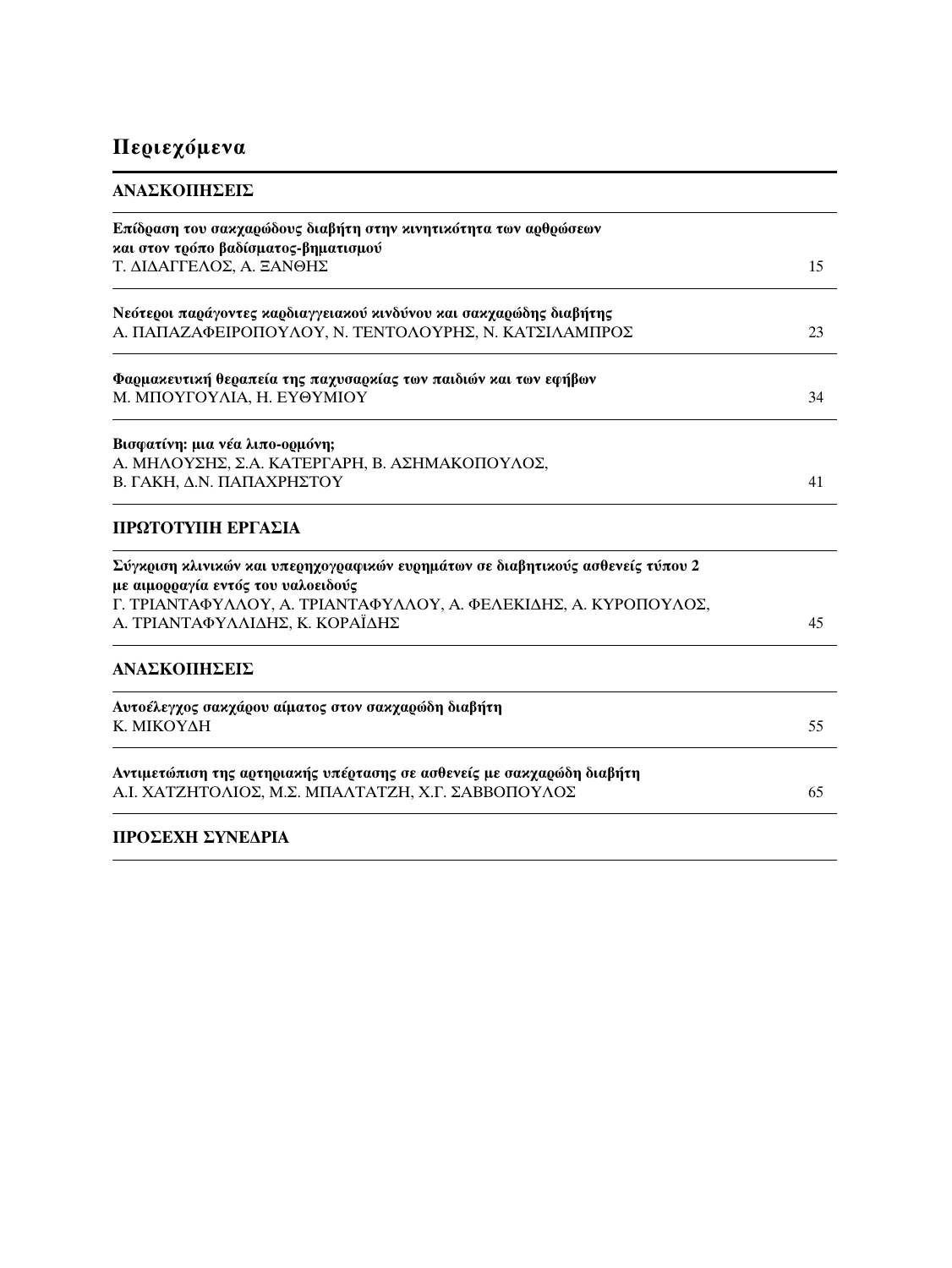# Περιεχόμενα

## ΑΝΑΣΚΟΠΗΣΕΙΣ

**Επίδραση του σακχαρώδους διαβήτη στην κινητικότητα των αρθρώσεων και στον τρόπο βαδίσματος-βηματισμού**
Τ. ΔΙΔΑΓΓΕΛΟΣ, Α. ΞΑΝΘΗΣ — 15

**Νεότεροι παράγοντες καρδιαγγειακού κινδύνου και σακχαρώδης διαβήτης**
Α. ΠΑΠΑΖΑΦΕΙΡΟΠΟΥΛΟΥ, Ν. ΤΕΝΤΟΛΟΥΡΗΣ, Ν. ΚΑΤΣΙΛΑΜΠΡΟΣ — 23

**Φαρμακευτική θεραπεία της παχυσαρκίας των παιδιών και των εφήβων**
Μ. ΜΠΟΥΓΟΥΛΙΑ, Η. ΕΥΘΥΜΙΟΥ — 34

**Βισφατίνη: μια νέα λιπο-ορμόνη;**
Α. ΜΗΛΟΥΣΗΣ, Σ.Α. ΚΑΤΕΡΓΑΡΗ, Β. ΑΣΗΜΑΚΟΠΟΥΛΟΣ, Β. ΓΑΚΗ, Δ.Ν. ΠΑΠΑΧΡΗΣΤΟΥ — 41

## ΠΡΩΤΟΤΥΠΗ ΕΡΓΑΣΙΑ

**Σύγκριση κλινικών και υπερηχογραφικών ευρημάτων σε διαβητικούς ασθενείς τύπου 2 με αιμορραγία εντός του υαλοειδούς**
Γ. ΤΡΙΑΝΤΑΦΥΛΛΟΥ, Α. ΤΡΙΑΝΤΑΦΥΛΛΟΥ, Α. ΦΕΛΕΚΙΔΗΣ, Α. ΚΥΡΟΠΟΥΛΟΣ, Α. ΤΡΙΑΝΤΑΦΥΛΛΙΔΗΣ, Κ. ΚΟΡΑΪΔΗΣ — 45

## ΑΝΑΣΚΟΠΗΣΕΙΣ

**Αυτοέλεγχος σακχάρου αίματος στον σακχαρώδη διαβήτη**
Κ. ΜΙΚΟΥΔΗ — 55

**Αντιμετώπιση της αρτηριακής υπέρτασης σε ασθενείς με σακχαρώδη διαβήτη**
Α.Ι. ΧΑΤΖΗΤΟΛΙΟΣ, Μ.Σ. ΜΠΑΛΤΑΤΖΗ, Χ.Γ. ΣΑΒΒΟΠΟΥΛΟΣ — 65

## ΠΡΟΣΕΧΗ ΣΥΝΕΔΡΙΑ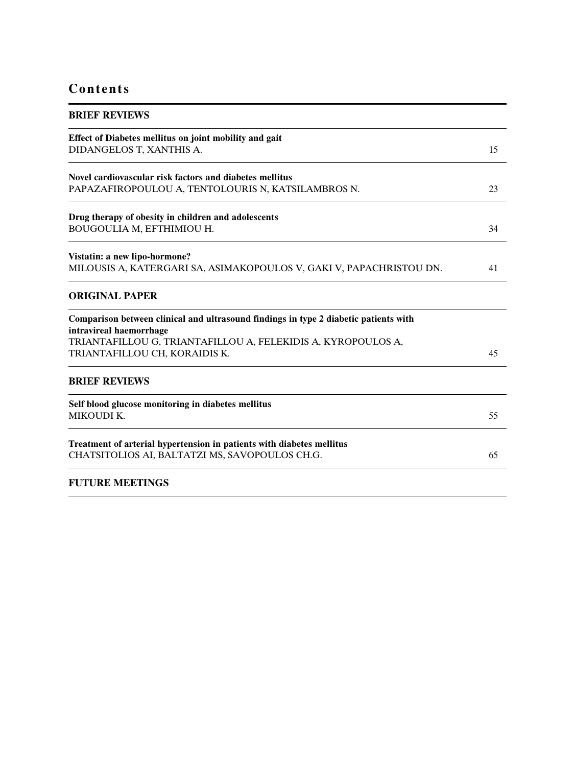## Contents

### BRIEF REVIEWS

**Effect of Diabetes mellitus on joint mobility and gait**
DIDANGELOS T, XANTHIS A. 15

**Novel cardiovascular risk factors and diabetes mellitus**
PAPAZAFIROPOULOU A, TENTOLOURIS N, KATSILAMBROS N. 23

**Drug therapy of obesity in children and adolescents**
BOUGOULIA M, EFTHIMIOU H. 34

**Vistatin: a new lipo-hormone?**
MILOUSIS A, KATERGARI SA, ASIMAKOPOULOS V, GAKI V, PAPACHRISTOU DN. 41

### ORIGINAL PAPER

**Comparison between clinical and ultrasound findings in type 2 diabetic patients with intravireal haemorrhage**
TRIANTAFILLOU G, TRIANTAFILLOU A, FELEKIDIS A, KYROPOULOS A, TRIANTAFILLOU CH, KORAIDIS K. 45

### BRIEF REVIEWS

**Self blood glucose monitoring in diabetes mellitus**
MIKOUDI K. 55

**Treatment of arterial hypertension in patients with diabetes mellitus**
CHATSITOLIOS AI, BALTATZI MS, SAVOPOULOS CH.G. 65

### FUTURE MEETINGS